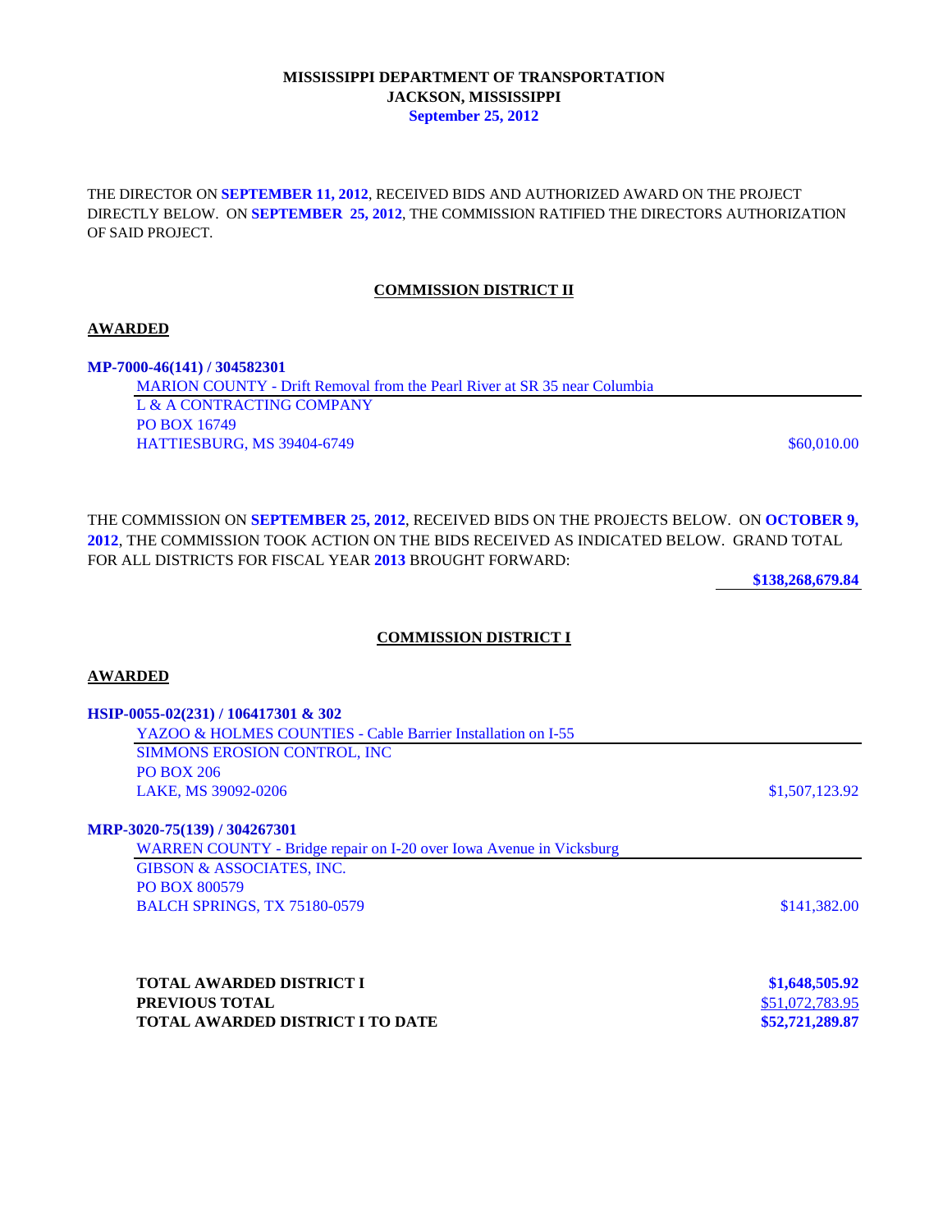**MISSISSIPPI DEPARTMENT OF TRANSPORTATION**
**JACKSON, MISSISSIPPI**
**September 25, 2012**

THE DIRECTOR ON **SEPTEMBER 11, 2012**, RECEIVED BIDS AND AUTHORIZED AWARD ON THE PROJECT DIRECTLY BELOW. ON **SEPTEMBER 25, 2012**, THE COMMISSION RATIFIED THE DIRECTORS AUTHORIZATION OF SAID PROJECT.

## COMMISSION DISTRICT II

**AWARDED**

**MP-7000-46(141) / 304582301**

MARION COUNTY - Drift Removal from the Pearl River at SR 35 near Columbia
L & A CONTRACTING COMPANY
PO BOX 16749
HATTIESBURG, MS 39404-6749 — $60,010.00

THE COMMISSION ON **SEPTEMBER 25, 2012**, RECEIVED BIDS ON THE PROJECTS BELOW. ON **OCTOBER 9, 2012**, THE COMMISSION TOOK ACTION ON THE BIDS RECEIVED AS INDICATED BELOW. GRAND TOTAL FOR ALL DISTRICTS FOR FISCAL YEAR **2013** BROUGHT FORWARD:

**$138,268,679.84**

## COMMISSION DISTRICT I

**AWARDED**

**HSIP-0055-02(231) / 106417301 & 302**

YAZOO & HOLMES COUNTIES - Cable Barrier Installation on I-55
SIMMONS EROSION CONTROL, INC
PO BOX 206
LAKE, MS 39092-0206 — $1,507,123.92

**MRP-3020-75(139) / 304267301**

WARREN COUNTY - Bridge repair on I-20 over Iowa Avenue in Vicksburg
GIBSON & ASSOCIATES, INC.
PO BOX 800579
BALCH SPRINGS, TX 75180-0579 — $141,382.00

| | |
|---|---|
| **TOTAL AWARDED DISTRICT I** | **$1,648,505.92** |
| **PREVIOUS TOTAL** | $51,072,783.95 |
| **TOTAL AWARDED DISTRICT I TO DATE** | **$52,721,289.87** |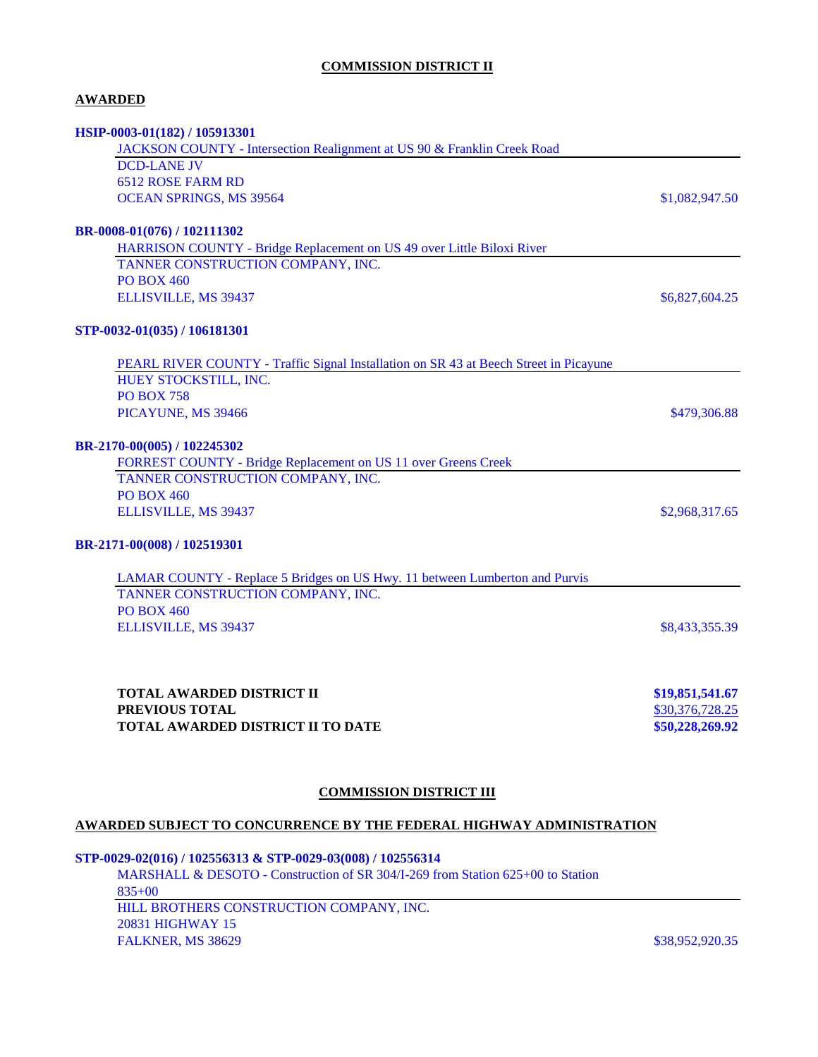## COMMISSION DISTRICT II

### AWARDED

**HSIP-0003-01(182) / 105913301**

JACKSON COUNTY - Intersection Realignment at US 90 & Franklin Creek Road

DCD-LANE JV
6512 ROSE FARM RD
OCEAN SPRINGS, MS 39564 — $1,082,947.50

**BR-0008-01(076) / 102111302**

HARRISON COUNTY - Bridge Replacement on US 49 over Little Biloxi River

TANNER CONSTRUCTION COMPANY, INC.
PO BOX 460
ELLISVILLE, MS 39437 — $6,827,604.25

**STP-0032-01(035) / 106181301**

PEARL RIVER COUNTY - Traffic Signal Installation on SR 43 at Beech Street in Picayune

HUEY STOCKSTILL, INC.
PO BOX 758
PICAYUNE, MS 39466 — $479,306.88

**BR-2170-00(005) / 102245302**

FORREST COUNTY - Bridge Replacement on US 11 over Greens Creek

TANNER CONSTRUCTION COMPANY, INC.
PO BOX 460
ELLISVILLE, MS 39437 — $2,968,317.65

**BR-2171-00(008) / 102519301**

LAMAR COUNTY - Replace 5 Bridges on US Hwy. 11 between Lumberton and Purvis

TANNER CONSTRUCTION COMPANY, INC.
PO BOX 460
ELLISVILLE, MS 39437 — $8,433,355.39

| | |
|---|---|
| **TOTAL AWARDED DISTRICT II** | **$19,851,541.67** |
| **PREVIOUS TOTAL** | $30,376,728.25 |
| **TOTAL AWARDED DISTRICT II TO DATE** | **$50,228,269.92** |

## COMMISSION DISTRICT III

### AWARDED SUBJECT TO CONCURRENCE BY THE FEDERAL HIGHWAY ADMINISTRATION

**STP-0029-02(016) / 102556313 & STP-0029-03(008) / 102556314**

MARSHALL & DESOTO - Construction of SR 304/I-269 from Station 625+00 to Station 835+00

HILL BROTHERS CONSTRUCTION COMPANY, INC.
20831 HIGHWAY 15
FALKNER, MS 38629 — $38,952,920.35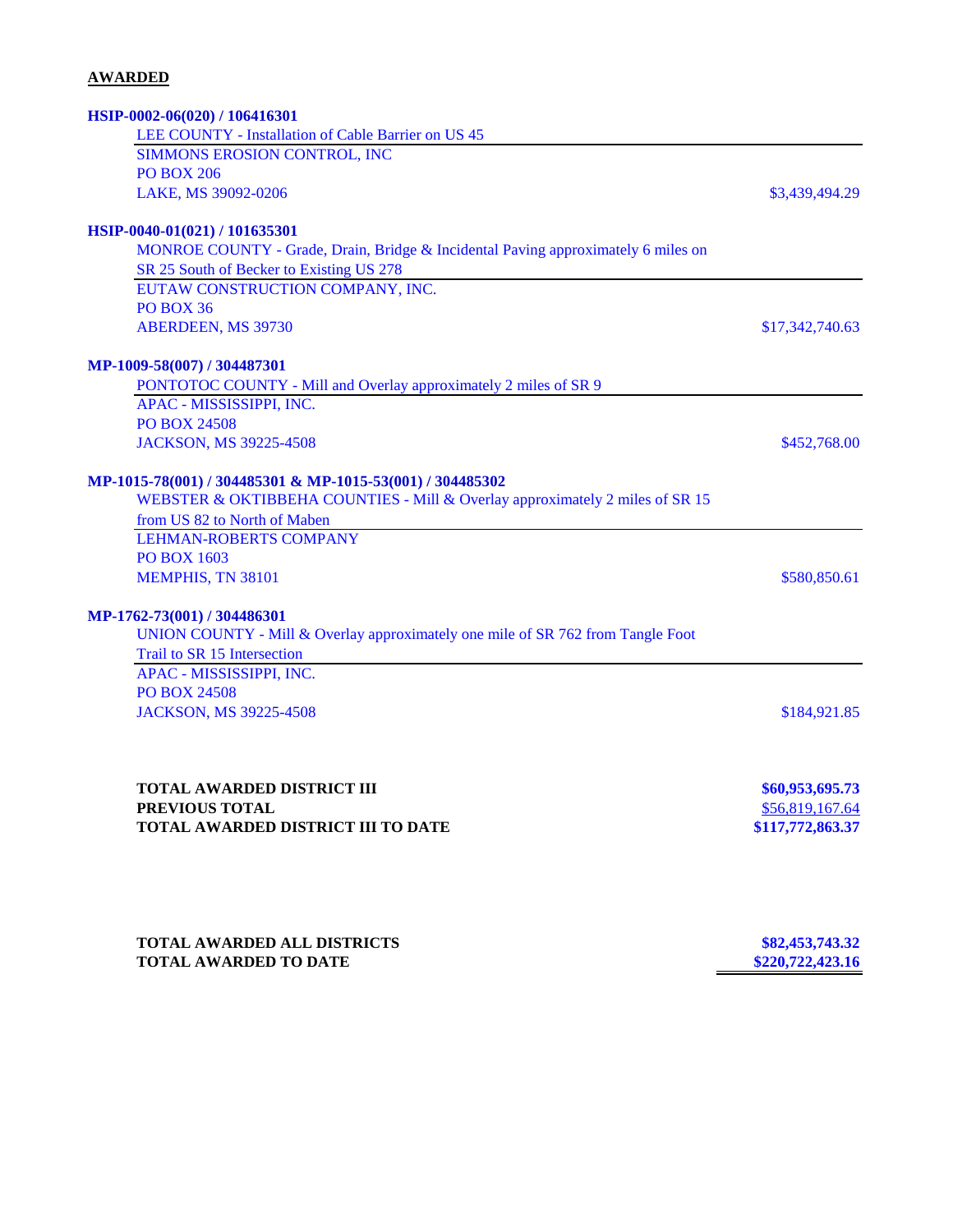**AWARDED**

**HSIP-0002-06(020) / 106416301**

LEE COUNTY - Installation of Cable Barrier on US 45

SIMMONS EROSION CONTROL, INC
PO BOX 206
LAKE, MS 39092-0206 — $3,439,494.29

**HSIP-0040-01(021) / 101635301**

MONROE COUNTY - Grade, Drain, Bridge & Incidental Paving approximately 6 miles on SR 25 South of Becker to Existing US 278

EUTAW CONSTRUCTION COMPANY, INC.
PO BOX 36
ABERDEEN, MS 39730 — $17,342,740.63

**MP-1009-58(007) / 304487301**

PONTOTOC COUNTY - Mill and Overlay approximately 2 miles of SR 9

APAC - MISSISSIPPI, INC.
PO BOX 24508
JACKSON, MS 39225-4508 — $452,768.00

**MP-1015-78(001) / 304485301 & MP-1015-53(001) / 304485302**

WEBSTER & OKTIBBEHA COUNTIES - Mill & Overlay approximately 2 miles of SR 15 from US 82 to North of Maben

LEHMAN-ROBERTS COMPANY
PO BOX 1603
MEMPHIS, TN 38101 — $580,850.61

**MP-1762-73(001) / 304486301**

UNION COUNTY - Mill & Overlay approximately one mile of SR 762 from Tangle Foot Trail to SR 15 Intersection

APAC - MISSISSIPPI, INC.
PO BOX 24508
JACKSON, MS 39225-4508 — $184,921.85

| | |
|---|---|
| **TOTAL AWARDED DISTRICT III** | **$60,953,695.73** |
| **PREVIOUS TOTAL** | $56,819,167.64 |
| **TOTAL AWARDED DISTRICT III TO DATE** | **$117,772,863.37** |

| | |
|---|---|
| **TOTAL AWARDED ALL DISTRICTS** | **$82,453,743.32** |
| **TOTAL AWARDED TO DATE** | **$220,722,423.16** |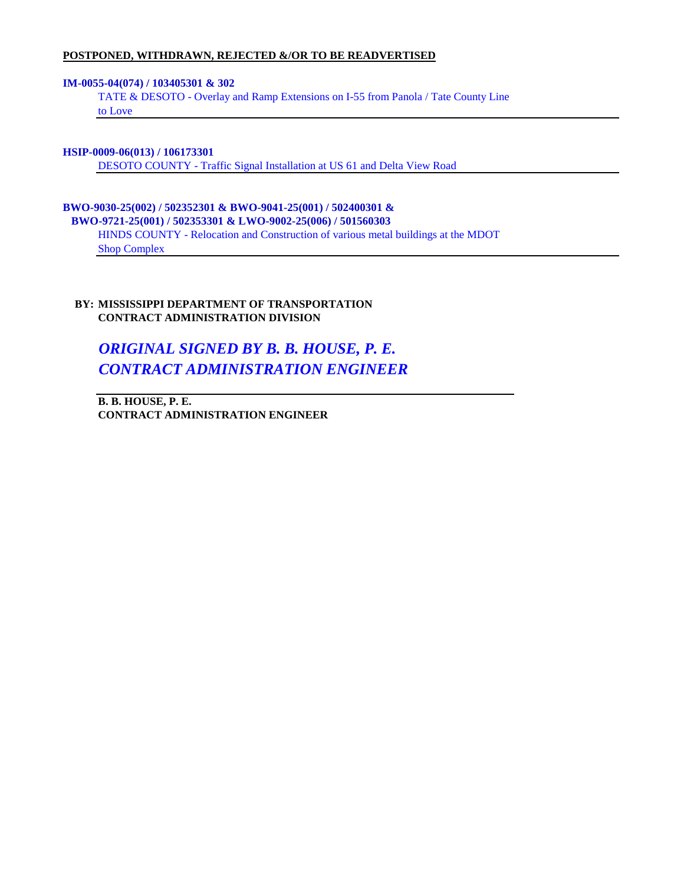**POSTPONED, WITHDRAWN, REJECTED &/OR TO BE READVERTISED**

**IM-0055-04(074) / 103405301 & 302**

TATE & DESOTO - Overlay and Ramp Extensions on I-55 from Panola / Tate County Line to Love

**HSIP-0009-06(013) / 106173301**

DESOTO COUNTY - Traffic Signal Installation at US 61 and Delta View Road

**BWO-9030-25(002) / 502352301 & BWO-9041-25(001) / 502400301 & BWO-9721-25(001) / 502353301 & LWO-9002-25(006) / 501560303**

HINDS COUNTY - Relocation and Construction of various metal buildings at the MDOT Shop Complex

**BY: MISSISSIPPI DEPARTMENT OF TRANSPORTATION**
**CONTRACT ADMINISTRATION DIVISION**

***ORIGINAL SIGNED BY B. B. HOUSE, P. E.***
***CONTRACT ADMINISTRATION ENGINEER***

**B. B. HOUSE, P. E.**
**CONTRACT ADMINISTRATION ENGINEER**